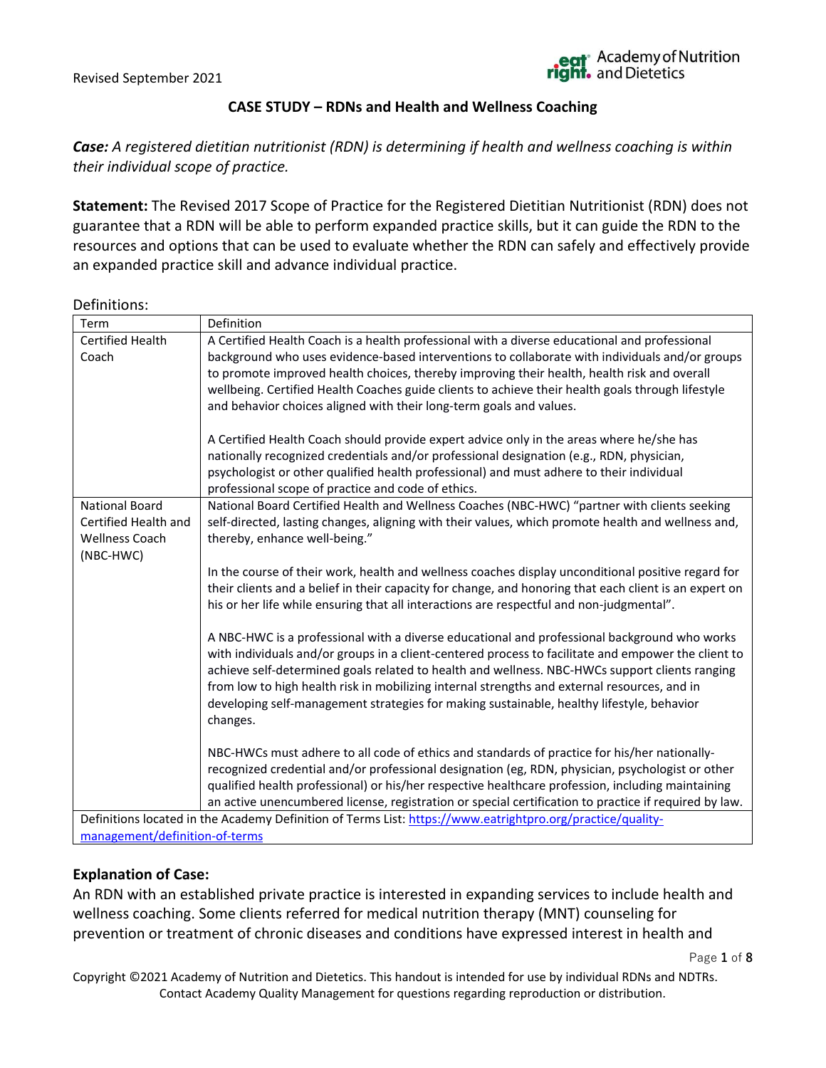Revised September 2021

## CASE STUDY – RDNs and Health and Wellness Coaching

***Case:*** *A registered dietitian nutritionist (RDN) is determining if health and wellness coaching is within their individual scope of practice.*

**Statement:** The Revised 2017 Scope of Practice for the Registered Dietitian Nutritionist (RDN) does not guarantee that a RDN will be able to perform expanded practice skills, but it can guide the RDN to the resources and options that can be used to evaluate whether the RDN can safely and effectively provide an expanded practice skill and advance individual practice.

Definitions:

| Term | Definition |
|---|---|
| Certified Health Coach | A Certified Health Coach is a health professional with a diverse educational and professional background who uses evidence-based interventions to collaborate with individuals and/or groups to promote improved health choices, thereby improving their health, health risk and overall wellbeing. Certified Health Coaches guide clients to achieve their health goals through lifestyle and behavior choices aligned with their long-term goals and values.<br><br>A Certified Health Coach should provide expert advice only in the areas where he/she has nationally recognized credentials and/or professional designation (e.g., RDN, physician, psychologist or other qualified health professional) and must adhere to their individual professional scope of practice and code of ethics. |
| National Board Certified Health and Wellness Coach (NBC-HWC) | National Board Certified Health and Wellness Coaches (NBC-HWC) "partner with clients seeking self-directed, lasting changes, aligning with their values, which promote health and wellness and, thereby, enhance well-being."<br><br>In the course of their work, health and wellness coaches display unconditional positive regard for their clients and a belief in their capacity for change, and honoring that each client is an expert on his or her life while ensuring that all interactions are respectful and non-judgmental".<br><br>A NBC-HWC is a professional with a diverse educational and professional background who works with individuals and/or groups in a client-centered process to facilitate and empower the client to achieve self-determined goals related to health and wellness. NBC-HWCs support clients ranging from low to high health risk in mobilizing internal strengths and external resources, and in developing self-management strategies for making sustainable, healthy lifestyle, behavior changes.<br><br>NBC-HWCs must adhere to all code of ethics and standards of practice for his/her nationally-recognized credential and/or professional designation (eg, RDN, physician, psychologist or other qualified health professional) or his/her respective healthcare profession, including maintaining an active unencumbered license, registration or special certification to practice if required by law. |
| Definitions located in the Academy Definition of Terms List: https://www.eatrightpro.org/practice/quality-management/definition-of-terms | |

### Explanation of Case:

An RDN with an established private practice is interested in expanding services to include health and wellness coaching. Some clients referred for medical nutrition therapy (MNT) counseling for prevention or treatment of chronic diseases and conditions have expressed interest in health and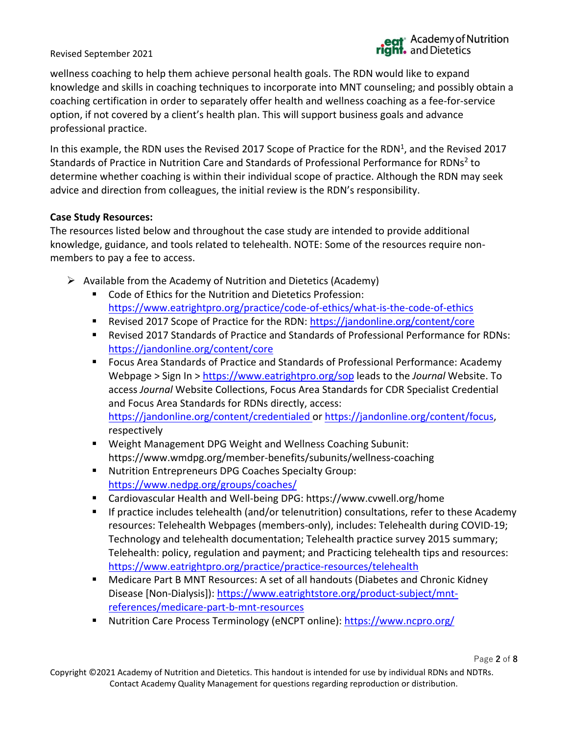wellness coaching to help them achieve personal health goals. The RDN would like to expand knowledge and skills in coaching techniques to incorporate into MNT counseling; and possibly obtain a coaching certification in order to separately offer health and wellness coaching as a fee-for-service option, if not covered by a client's health plan. This will support business goals and advance professional practice.

In this example, the RDN uses the Revised 2017 Scope of Practice for the RDN[1], and the Revised 2017 Standards of Practice in Nutrition Care and Standards of Professional Performance for RDNs[2] to determine whether coaching is within their individual scope of practice. Although the RDN may seek advice and direction from colleagues, the initial review is the RDN's responsibility.

**Case Study Resources:**

The resources listed below and throughout the case study are intended to provide additional knowledge, guidance, and tools related to telehealth. NOTE: Some of the resources require non-members to pay a fee to access.

- Available from the Academy of Nutrition and Dietetics (Academy)
  - Code of Ethics for the Nutrition and Dietetics Profession: https://www.eatrightpro.org/practice/code-of-ethics/what-is-the-code-of-ethics
  - Revised 2017 Scope of Practice for the RDN: https://jandonline.org/content/core
  - Revised 2017 Standards of Practice and Standards of Professional Performance for RDNs: https://jandonline.org/content/core
  - Focus Area Standards of Practice and Standards of Professional Performance: Academy Webpage > Sign In > https://www.eatrightpro.org/sop leads to the *Journal* Website. To access *Journal* Website Collections, Focus Area Standards for CDR Specialist Credential and Focus Area Standards for RDNs directly, access: https://jandonline.org/content/credentialed or https://jandonline.org/content/focus, respectively
  - Weight Management DPG Weight and Wellness Coaching Subunit: https://www.wmdpg.org/member-benefits/subunits/wellness-coaching
  - Nutrition Entrepreneurs DPG Coaches Specialty Group: https://www.nedpg.org/groups/coaches/
  - Cardiovascular Health and Well-being DPG: https://www.cvwell.org/home
  - If practice includes telehealth (and/or telenutrition) consultations, refer to these Academy resources: Telehealth Webpages (members-only), includes: Telehealth during COVID-19; Technology and telehealth documentation; Telehealth practice survey 2015 summary; Telehealth: policy, regulation and payment; and Practicing telehealth tips and resources: https://www.eatrightpro.org/practice/practice-resources/telehealth
  - Medicare Part B MNT Resources: A set of all handouts (Diabetes and Chronic Kidney Disease [Non-Dialysis]): https://www.eatrightstore.org/product-subject/mnt-references/medicare-part-b-mnt-resources
  - Nutrition Care Process Terminology (eNCPT online): https://www.ncpro.org/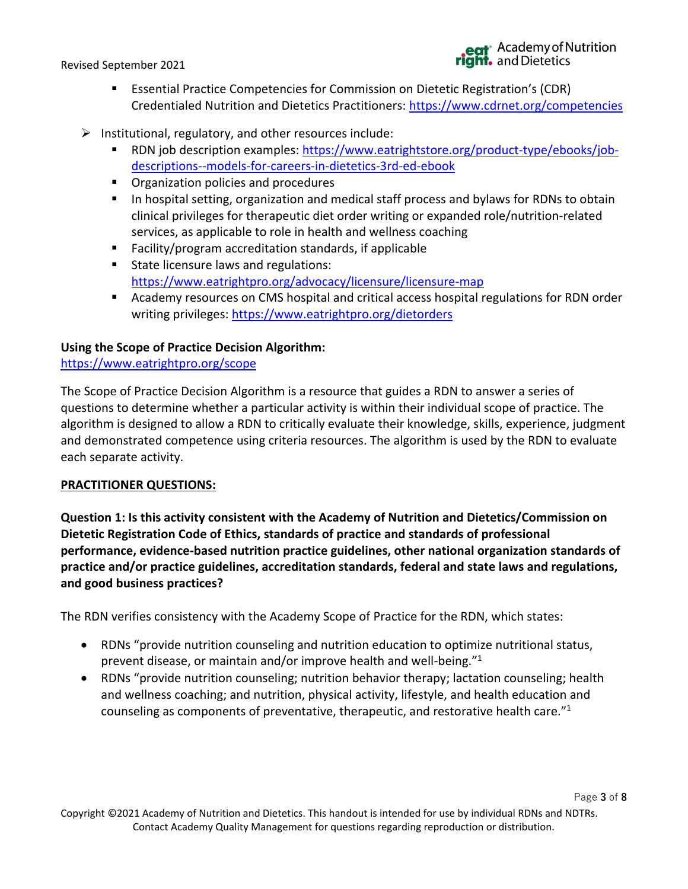- Essential Practice Competencies for Commission on Dietetic Registration's (CDR) Credentialed Nutrition and Dietetics Practitioners: https://www.cdrnet.org/competencies

- Institutional, regulatory, and other resources include:
   - RDN job description examples: https://www.eatrightstore.org/product-type/ebooks/job-descriptions--models-for-careers-in-dietetics-3rd-ed-ebook
   - Organization policies and procedures
   - In hospital setting, organization and medical staff process and bylaws for RDNs to obtain clinical privileges for therapeutic diet order writing or expanded role/nutrition-related services, as applicable to role in health and wellness coaching
   - Facility/program accreditation standards, if applicable
   - State licensure laws and regulations: https://www.eatrightpro.org/advocacy/licensure/licensure-map
   - Academy resources on CMS hospital and critical access hospital regulations for RDN order writing privileges: https://www.eatrightpro.org/dietorders

**Using the Scope of Practice Decision Algorithm:**
https://www.eatrightpro.org/scope

The Scope of Practice Decision Algorithm is a resource that guides a RDN to answer a series of questions to determine whether a particular activity is within their individual scope of practice. The algorithm is designed to allow a RDN to critically evaluate their knowledge, skills, experience, judgment and demonstrated competence using criteria resources. The algorithm is used by the RDN to evaluate each separate activity.

**PRACTITIONER QUESTIONS:**

**Question 1: Is this activity consistent with the Academy of Nutrition and Dietetics/Commission on Dietetic Registration Code of Ethics, standards of practice and standards of professional performance, evidence-based nutrition practice guidelines, other national organization standards of practice and/or practice guidelines, accreditation standards, federal and state laws and regulations, and good business practices?**

The RDN verifies consistency with the Academy Scope of Practice for the RDN, which states:

- RDNs "provide nutrition counseling and nutrition education to optimize nutritional status, prevent disease, or maintain and/or improve health and well-being."[1]
- RDNs "provide nutrition counseling; nutrition behavior therapy; lactation counseling; health and wellness coaching; and nutrition, physical activity, lifestyle, and health education and counseling as components of preventative, therapeutic, and restorative health care."[1]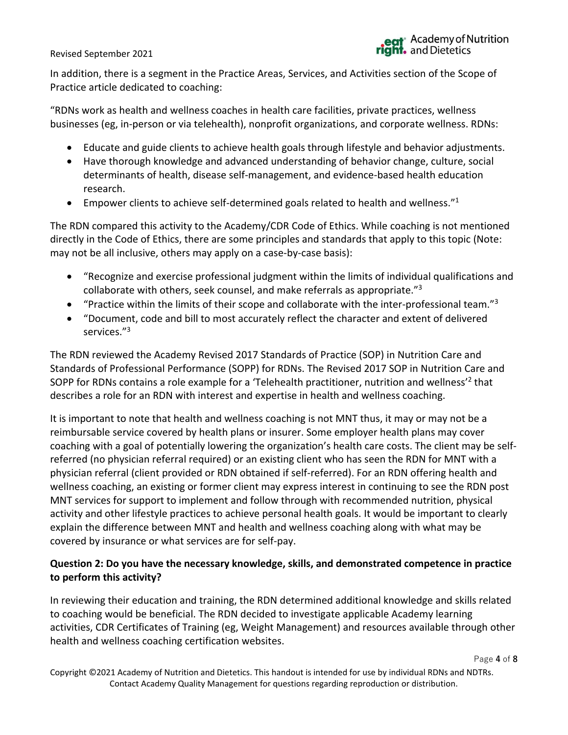In addition, there is a segment in the Practice Areas, Services, and Activities section of the Scope of Practice article dedicated to coaching:

"RDNs work as health and wellness coaches in health care facilities, private practices, wellness businesses (eg, in-person or via telehealth), nonprofit organizations, and corporate wellness. RDNs:

- Educate and guide clients to achieve health goals through lifestyle and behavior adjustments.
- Have thorough knowledge and advanced understanding of behavior change, culture, social determinants of health, disease self-management, and evidence-based health education research.
- Empower clients to achieve self-determined goals related to health and wellness."[1]

The RDN compared this activity to the Academy/CDR Code of Ethics. While coaching is not mentioned directly in the Code of Ethics, there are some principles and standards that apply to this topic (Note: may not be all inclusive, others may apply on a case-by-case basis):

- "Recognize and exercise professional judgment within the limits of individual qualifications and collaborate with others, seek counsel, and make referrals as appropriate."[3]
- "Practice within the limits of their scope and collaborate with the inter-professional team."[3]
- "Document, code and bill to most accurately reflect the character and extent of delivered services."[3]

The RDN reviewed the Academy Revised 2017 Standards of Practice (SOP) in Nutrition Care and Standards of Professional Performance (SOPP) for RDNs. The Revised 2017 SOP in Nutrition Care and SOPP for RDNs contains a role example for a 'Telehealth practitioner, nutrition and wellness'[2] that describes a role for an RDN with interest and expertise in health and wellness coaching.

It is important to note that health and wellness coaching is not MNT thus, it may or may not be a reimbursable service covered by health plans or insurer. Some employer health plans may cover coaching with a goal of potentially lowering the organization's health care costs. The client may be self-referred (no physician referral required) or an existing client who has seen the RDN for MNT with a physician referral (client provided or RDN obtained if self-referred). For an RDN offering health and wellness coaching, an existing or former client may express interest in continuing to see the RDN post MNT services for support to implement and follow through with recommended nutrition, physical activity and other lifestyle practices to achieve personal health goals. It would be important to clearly explain the difference between MNT and health and wellness coaching along with what may be covered by insurance or what services are for self-pay.

**Question 2: Do you have the necessary knowledge, skills, and demonstrated competence in practice to perform this activity?**

In reviewing their education and training, the RDN determined additional knowledge and skills related to coaching would be beneficial. The RDN decided to investigate applicable Academy learning activities, CDR Certificates of Training (eg, Weight Management) and resources available through other health and wellness coaching certification websites.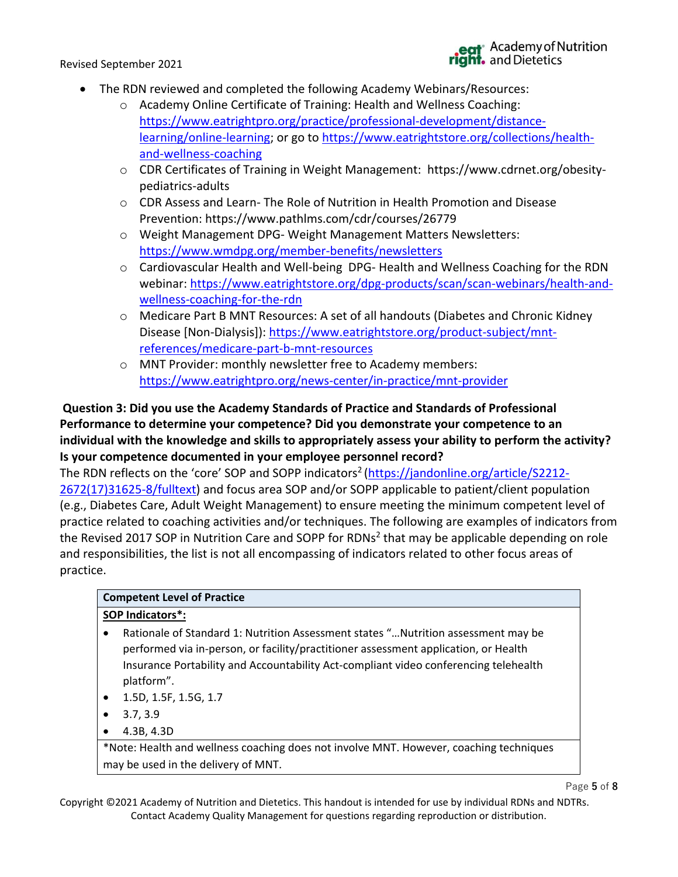- The RDN reviewed and completed the following Academy Webinars/Resources:
  - Academy Online Certificate of Training: Health and Wellness Coaching: https://www.eatrightpro.org/practice/professional-development/distance-learning/online-learning; or go to https://www.eatrightstore.org/collections/health-and-wellness-coaching
  - CDR Certificates of Training in Weight Management: https://www.cdrnet.org/obesity-pediatrics-adults
  - CDR Assess and Learn- The Role of Nutrition in Health Promotion and Disease Prevention: https://www.pathlms.com/cdr/courses/26779
  - Weight Management DPG- Weight Management Matters Newsletters: https://www.wmdpg.org/member-benefits/newsletters
  - Cardiovascular Health and Well-being DPG- Health and Wellness Coaching for the RDN webinar: https://www.eatrightstore.org/dpg-products/scan/scan-webinars/health-and-wellness-coaching-for-the-rdn
  - Medicare Part B MNT Resources: A set of all handouts (Diabetes and Chronic Kidney Disease [Non-Dialysis]): https://www.eatrightstore.org/product-subject/mnt-references/medicare-part-b-mnt-resources
  - MNT Provider: monthly newsletter free to Academy members: https://www.eatrightpro.org/news-center/in-practice/mnt-provider

**Question 3: Did you use the Academy Standards of Practice and Standards of Professional Performance to determine your competence? Did you demonstrate your competence to an individual with the knowledge and skills to appropriately assess your ability to perform the activity? Is your competence documented in your employee personnel record?**

The RDN reflects on the 'core' SOP and SOPP indicators[2] (https://jandonline.org/article/S2212-2672(17)31625-8/fulltext) and focus area SOP and/or SOPP applicable to patient/client population (e.g., Diabetes Care, Adult Weight Management) to ensure meeting the minimum competent level of practice related to coaching activities and/or techniques. The following are examples of indicators from the Revised 2017 SOP in Nutrition Care and SOPP for RDNs[2] that may be applicable depending on role and responsibilities, the list is not all encompassing of indicators related to other focus areas of practice.

| Competent Level of Practice |
|---|
| **SOP Indicators*:**<br>• Rationale of Standard 1: Nutrition Assessment states "…Nutrition assessment may be performed via in-person, or facility/practitioner assessment application, or Health Insurance Portability and Accountability Act-compliant video conferencing telehealth platform".<br>• 1.5D, 1.5F, 1.5G, 1.7<br>• 3.7, 3.9<br>• 4.3B, 4.3D |
| *Note: Health and wellness coaching does not involve MNT. However, coaching techniques may be used in the delivery of MNT. |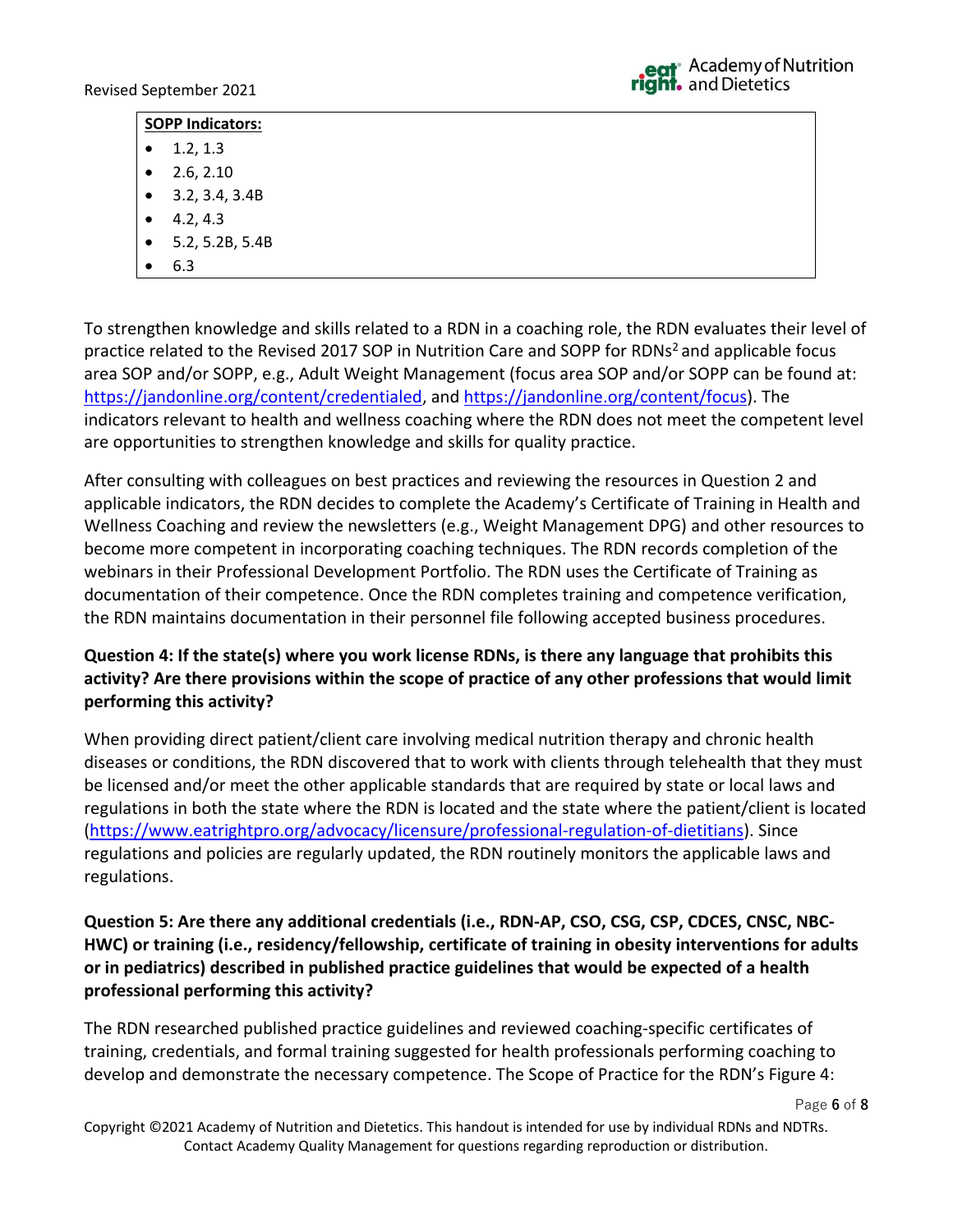**SOPP Indicators:**

- 1.2, 1.3
- 2.6, 2.10
- 3.2, 3.4, 3.4B
- 4.2, 4.3
- 5.2, 5.2B, 5.4B
- 6.3

To strengthen knowledge and skills related to a RDN in a coaching role, the RDN evaluates their level of practice related to the Revised 2017 SOP in Nutrition Care and SOPP for RDNs[2] and applicable focus area SOP and/or SOPP, e.g., Adult Weight Management (focus area SOP and/or SOPP can be found at: https://jandonline.org/content/credentialed, and https://jandonline.org/content/focus). The indicators relevant to health and wellness coaching where the RDN does not meet the competent level are opportunities to strengthen knowledge and skills for quality practice.

After consulting with colleagues on best practices and reviewing the resources in Question 2 and applicable indicators, the RDN decides to complete the Academy's Certificate of Training in Health and Wellness Coaching and review the newsletters (e.g., Weight Management DPG) and other resources to become more competent in incorporating coaching techniques. The RDN records completion of the webinars in their Professional Development Portfolio. The RDN uses the Certificate of Training as documentation of their competence. Once the RDN completes training and competence verification, the RDN maintains documentation in their personnel file following accepted business procedures.

**Question 4: If the state(s) where you work license RDNs, is there any language that prohibits this activity? Are there provisions within the scope of practice of any other professions that would limit performing this activity?**

When providing direct patient/client care involving medical nutrition therapy and chronic health diseases or conditions, the RDN discovered that to work with clients through telehealth that they must be licensed and/or meet the other applicable standards that are required by state or local laws and regulations in both the state where the RDN is located and the state where the patient/client is located (https://www.eatrightpro.org/advocacy/licensure/professional-regulation-of-dietitians). Since regulations and policies are regularly updated, the RDN routinely monitors the applicable laws and regulations.

**Question 5: Are there any additional credentials (i.e., RDN-AP, CSO, CSG, CSP, CDCES, CNSC, NBC-HWC) or training (i.e., residency/fellowship, certificate of training in obesity interventions for adults or in pediatrics) described in published practice guidelines that would be expected of a health professional performing this activity?**

The RDN researched published practice guidelines and reviewed coaching-specific certificates of training, credentials, and formal training suggested for health professionals performing coaching to develop and demonstrate the necessary competence. The Scope of Practice for the RDN's Figure 4: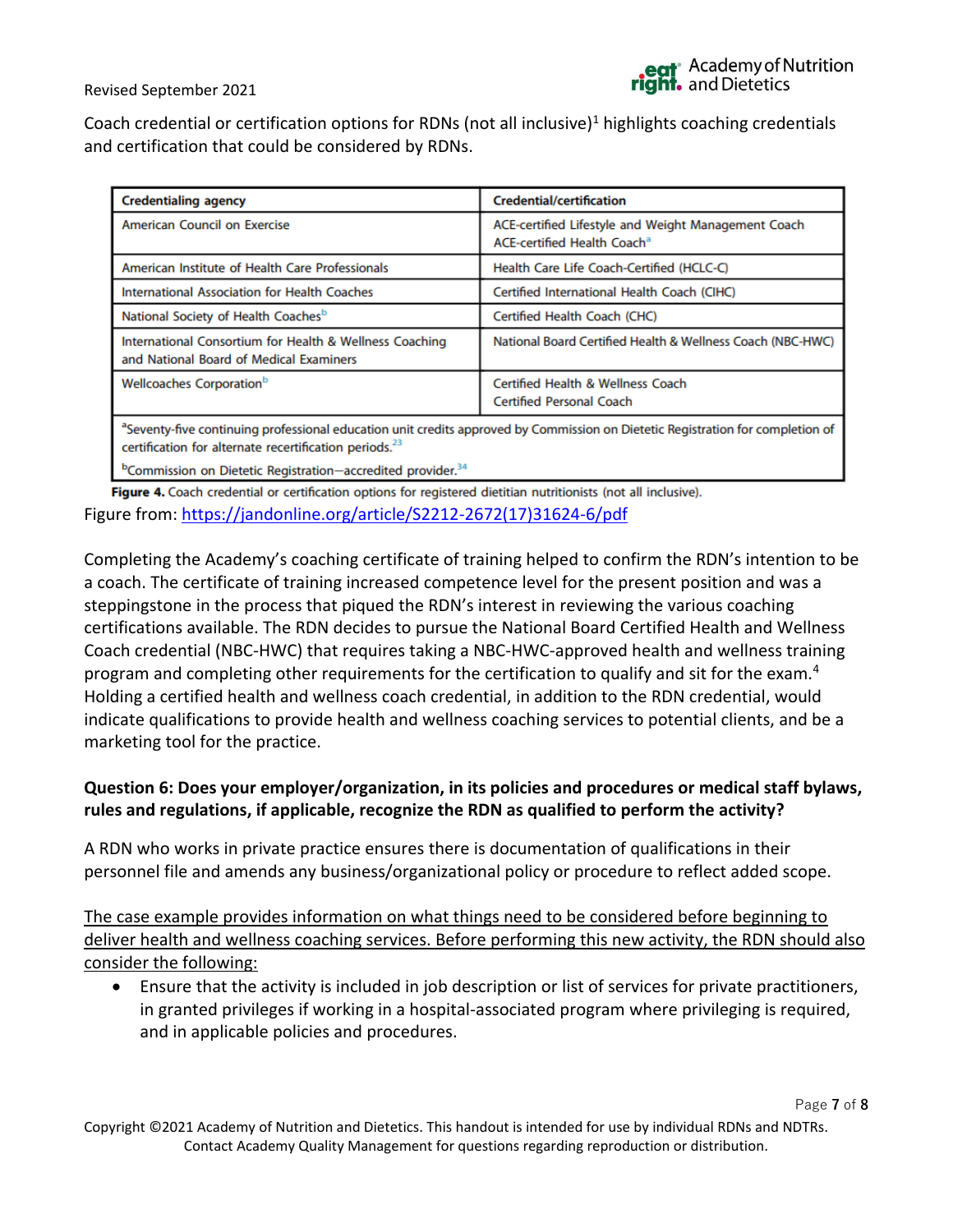Coach credential or certification options for RDNs (not all inclusive)[1] highlights coaching credentials and certification that could be considered by RDNs.

| Credentialing agency | Credential/certification |
|---|---|
| American Council on Exercise | ACE-certified Lifestyle and Weight Management Coach<br>ACE-certified Health Coach[a] |
| American Institute of Health Care Professionals | Health Care Life Coach-Certified (HCLC-C) |
| International Association for Health Coaches | Certified International Health Coach (CIHC) |
| National Society of Health Coaches[b] | Certified Health Coach (CHC) |
| International Consortium for Health & Wellness Coaching and National Board of Medical Examiners | National Board Certified Health & Wellness Coach (NBC-HWC) |
| Wellcoaches Corporation[b] | Certified Health & Wellness Coach<br>Certified Personal Coach |

[a]Seventy-five continuing professional education unit credits approved by Commission on Dietetic Registration for completion of certification for alternate recertification periods.[23]

[b]Commission on Dietetic Registration—accredited provider.[34]

**Figure 4.** Coach credential or certification options for registered dietitian nutritionists (not all inclusive).

Figure from: https://jandonline.org/article/S2212-2672(17)31624-6/pdf

Completing the Academy's coaching certificate of training helped to confirm the RDN's intention to be a coach. The certificate of training increased competence level for the present position and was a steppingstone in the process that piqued the RDN's interest in reviewing the various coaching certifications available. The RDN decides to pursue the National Board Certified Health and Wellness Coach credential (NBC-HWC) that requires taking a NBC-HWC-approved health and wellness training program and completing other requirements for the certification to qualify and sit for the exam.[4] Holding a certified health and wellness coach credential, in addition to the RDN credential, would indicate qualifications to provide health and wellness coaching services to potential clients, and be a marketing tool for the practice.

**Question 6: Does your employer/organization, in its policies and procedures or medical staff bylaws, rules and regulations, if applicable, recognize the RDN as qualified to perform the activity?**

A RDN who works in private practice ensures there is documentation of qualifications in their personnel file and amends any business/organizational policy or procedure to reflect added scope.

<u>The case example provides information on what things need to be considered before beginning to deliver health and wellness coaching services. Before performing this new activity, the RDN should also consider the following:</u>

- Ensure that the activity is included in job description or list of services for private practitioners, in granted privileges if working in a hospital-associated program where privileging is required, and in applicable policies and procedures.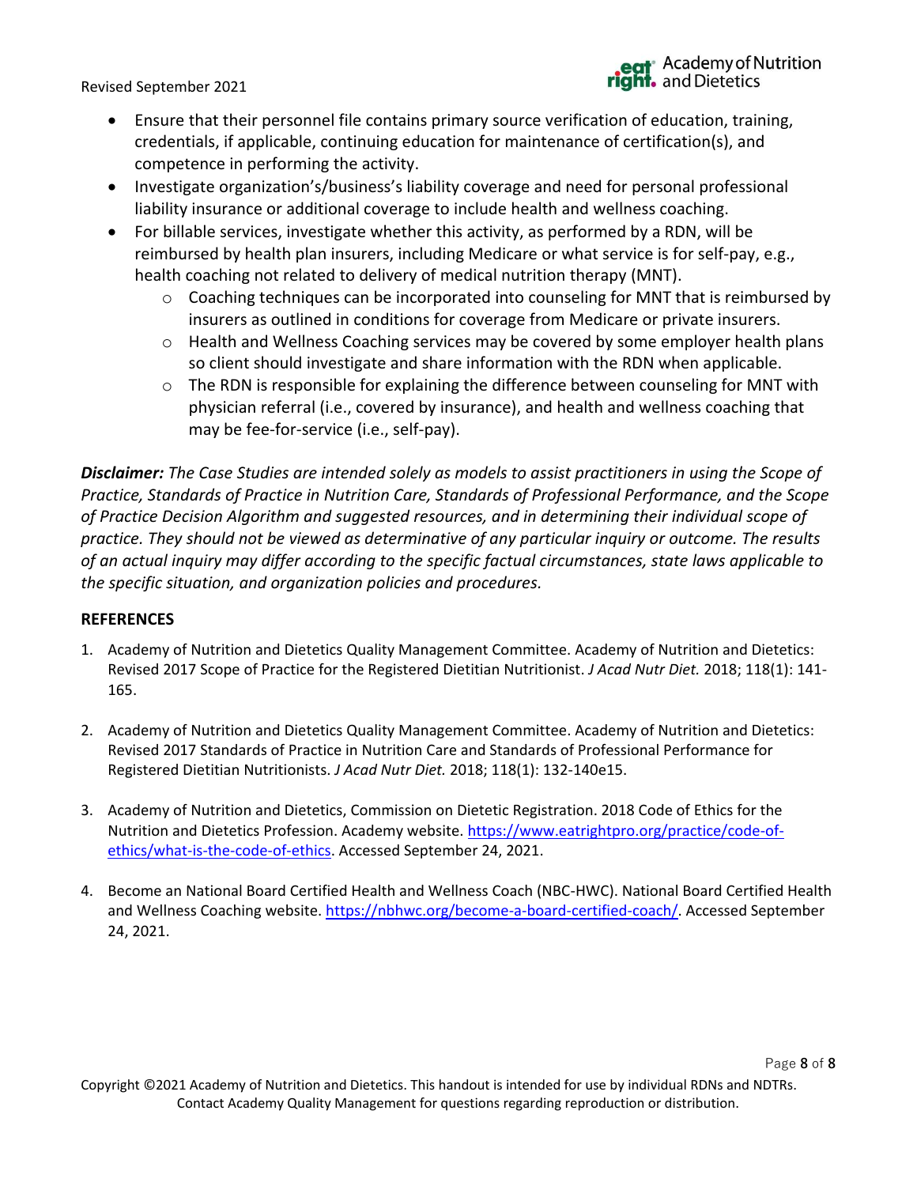- Ensure that their personnel file contains primary source verification of education, training, credentials, if applicable, continuing education for maintenance of certification(s), and competence in performing the activity.
- Investigate organization's/business's liability coverage and need for personal professional liability insurance or additional coverage to include health and wellness coaching.
- For billable services, investigate whether this activity, as performed by a RDN, will be reimbursed by health plan insurers, including Medicare or what service is for self-pay, e.g., health coaching not related to delivery of medical nutrition therapy (MNT).
  - Coaching techniques can be incorporated into counseling for MNT that is reimbursed by insurers as outlined in conditions for coverage from Medicare or private insurers.
  - Health and Wellness Coaching services may be covered by some employer health plans so client should investigate and share information with the RDN when applicable.
  - The RDN is responsible for explaining the difference between counseling for MNT with physician referral (i.e., covered by insurance), and health and wellness coaching that may be fee-for-service (i.e., self-pay).

***Disclaimer:*** *The Case Studies are intended solely as models to assist practitioners in using the Scope of Practice, Standards of Practice in Nutrition Care, Standards of Professional Performance, and the Scope of Practice Decision Algorithm and suggested resources, and in determining their individual scope of practice. They should not be viewed as determinative of any particular inquiry or outcome. The results of an actual inquiry may differ according to the specific factual circumstances, state laws applicable to the specific situation, and organization policies and procedures.*

## REFERENCES

1. Academy of Nutrition and Dietetics Quality Management Committee. Academy of Nutrition and Dietetics: Revised 2017 Scope of Practice for the Registered Dietitian Nutritionist. *J Acad Nutr Diet.* 2018; 118(1): 141-165.

2. Academy of Nutrition and Dietetics Quality Management Committee. Academy of Nutrition and Dietetics: Revised 2017 Standards of Practice in Nutrition Care and Standards of Professional Performance for Registered Dietitian Nutritionists. *J Acad Nutr Diet.* 2018; 118(1): 132-140e15.

3. Academy of Nutrition and Dietetics, Commission on Dietetic Registration. 2018 Code of Ethics for the Nutrition and Dietetics Profession. Academy website. https://www.eatrightpro.org/practice/code-of-ethics/what-is-the-code-of-ethics. Accessed September 24, 2021.

4. Become an National Board Certified Health and Wellness Coach (NBC-HWC). National Board Certified Health and Wellness Coaching website. https://nbhwc.org/become-a-board-certified-coach/. Accessed September 24, 2021.